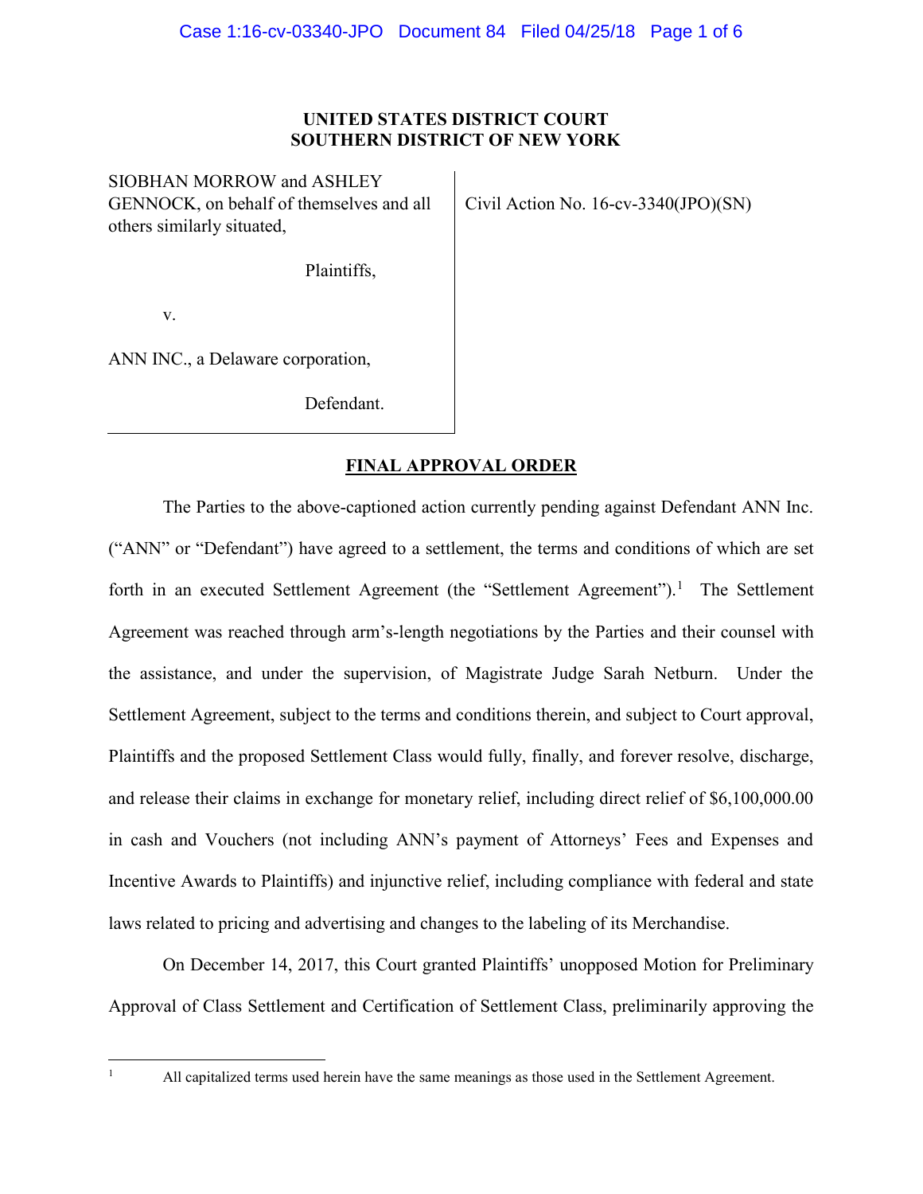**UNITED STATES DISTRICT COURT**
**SOUTHERN DISTRICT OF NEW YORK**

SIOBHAN MORROW and ASHLEY GENNOCK, on behalf of themselves and all others similarly situated,

Plaintiffs,

v.

ANN INC., a Delaware corporation,

Defendant.

Civil Action No. 16-cv-3340(JPO)(SN)

**FINAL APPROVAL ORDER**

The Parties to the above-captioned action currently pending against Defendant ANN Inc. ("ANN" or "Defendant") have agreed to a settlement, the terms and conditions of which are set forth in an executed Settlement Agreement (the "Settlement Agreement").[1] The Settlement Agreement was reached through arm's-length negotiations by the Parties and their counsel with the assistance, and under the supervision, of Magistrate Judge Sarah Netburn. Under the Settlement Agreement, subject to the terms and conditions therein, and subject to Court approval, Plaintiffs and the proposed Settlement Class would fully, finally, and forever resolve, discharge, and release their claims in exchange for monetary relief, including direct relief of $6,100,000.00 in cash and Vouchers (not including ANN's payment of Attorneys' Fees and Expenses and Incentive Awards to Plaintiffs) and injunctive relief, including compliance with federal and state laws related to pricing and advertising and changes to the labeling of its Merchandise.

On December 14, 2017, this Court granted Plaintiffs' unopposed Motion for Preliminary Approval of Class Settlement and Certification of Settlement Class, preliminarily approving the

---

[1] All capitalized terms used herein have the same meanings as those used in the Settlement Agreement.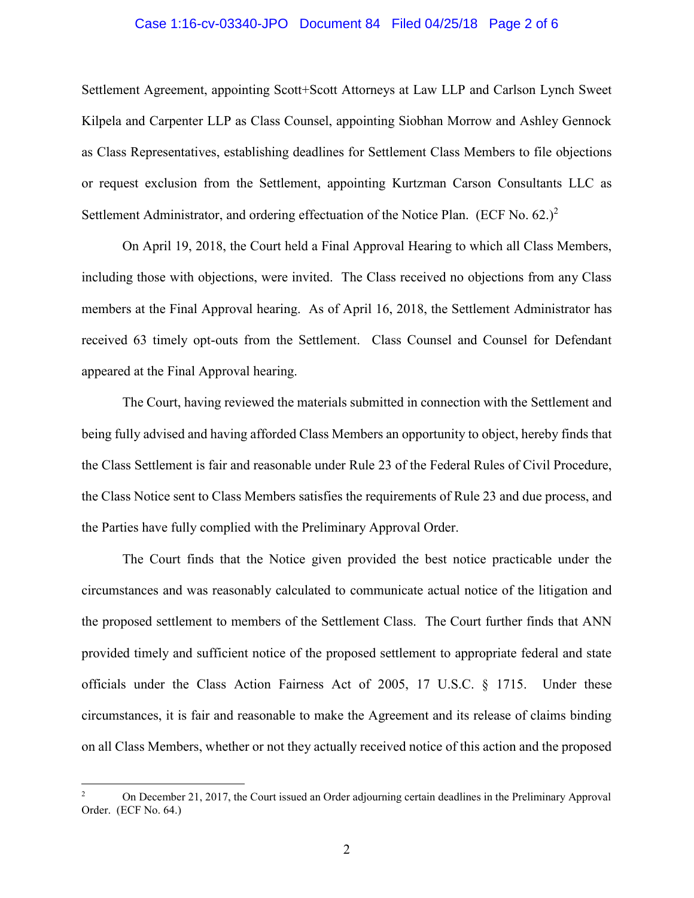Settlement Agreement, appointing Scott+Scott Attorneys at Law LLP and Carlson Lynch Sweet Kilpela and Carpenter LLP as Class Counsel, appointing Siobhan Morrow and Ashley Gennock as Class Representatives, establishing deadlines for Settlement Class Members to file objections or request exclusion from the Settlement, appointing Kurtzman Carson Consultants LLC as Settlement Administrator, and ordering effectuation of the Notice Plan. (ECF No. 62.)[2]

On April 19, 2018, the Court held a Final Approval Hearing to which all Class Members, including those with objections, were invited. The Class received no objections from any Class members at the Final Approval hearing. As of April 16, 2018, the Settlement Administrator has received 63 timely opt-outs from the Settlement. Class Counsel and Counsel for Defendant appeared at the Final Approval hearing.

The Court, having reviewed the materials submitted in connection with the Settlement and being fully advised and having afforded Class Members an opportunity to object, hereby finds that the Class Settlement is fair and reasonable under Rule 23 of the Federal Rules of Civil Procedure, the Class Notice sent to Class Members satisfies the requirements of Rule 23 and due process, and the Parties have fully complied with the Preliminary Approval Order.

The Court finds that the Notice given provided the best notice practicable under the circumstances and was reasonably calculated to communicate actual notice of the litigation and the proposed settlement to members of the Settlement Class. The Court further finds that ANN provided timely and sufficient notice of the proposed settlement to appropriate federal and state officials under the Class Action Fairness Act of 2005, 17 U.S.C. § 1715. Under these circumstances, it is fair and reasonable to make the Agreement and its release of claims binding on all Class Members, whether or not they actually received notice of this action and the proposed

---

[2] On December 21, 2017, the Court issued an Order adjourning certain deadlines in the Preliminary Approval Order. (ECF No. 64.)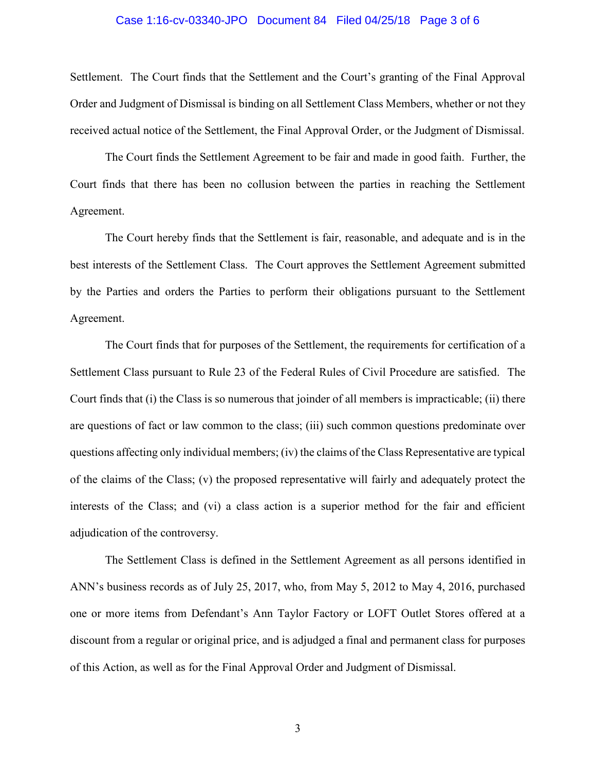Settlement. The Court finds that the Settlement and the Court's granting of the Final Approval Order and Judgment of Dismissal is binding on all Settlement Class Members, whether or not they received actual notice of the Settlement, the Final Approval Order, or the Judgment of Dismissal.

The Court finds the Settlement Agreement to be fair and made in good faith. Further, the Court finds that there has been no collusion between the parties in reaching the Settlement Agreement.

The Court hereby finds that the Settlement is fair, reasonable, and adequate and is in the best interests of the Settlement Class. The Court approves the Settlement Agreement submitted by the Parties and orders the Parties to perform their obligations pursuant to the Settlement Agreement.

The Court finds that for purposes of the Settlement, the requirements for certification of a Settlement Class pursuant to Rule 23 of the Federal Rules of Civil Procedure are satisfied. The Court finds that (i) the Class is so numerous that joinder of all members is impracticable; (ii) there are questions of fact or law common to the class; (iii) such common questions predominate over questions affecting only individual members; (iv) the claims of the Class Representative are typical of the claims of the Class; (v) the proposed representative will fairly and adequately protect the interests of the Class; and (vi) a class action is a superior method for the fair and efficient adjudication of the controversy.

The Settlement Class is defined in the Settlement Agreement as all persons identified in ANN's business records as of July 25, 2017, who, from May 5, 2012 to May 4, 2016, purchased one or more items from Defendant's Ann Taylor Factory or LOFT Outlet Stores offered at a discount from a regular or original price, and is adjudged a final and permanent class for purposes of this Action, as well as for the Final Approval Order and Judgment of Dismissal.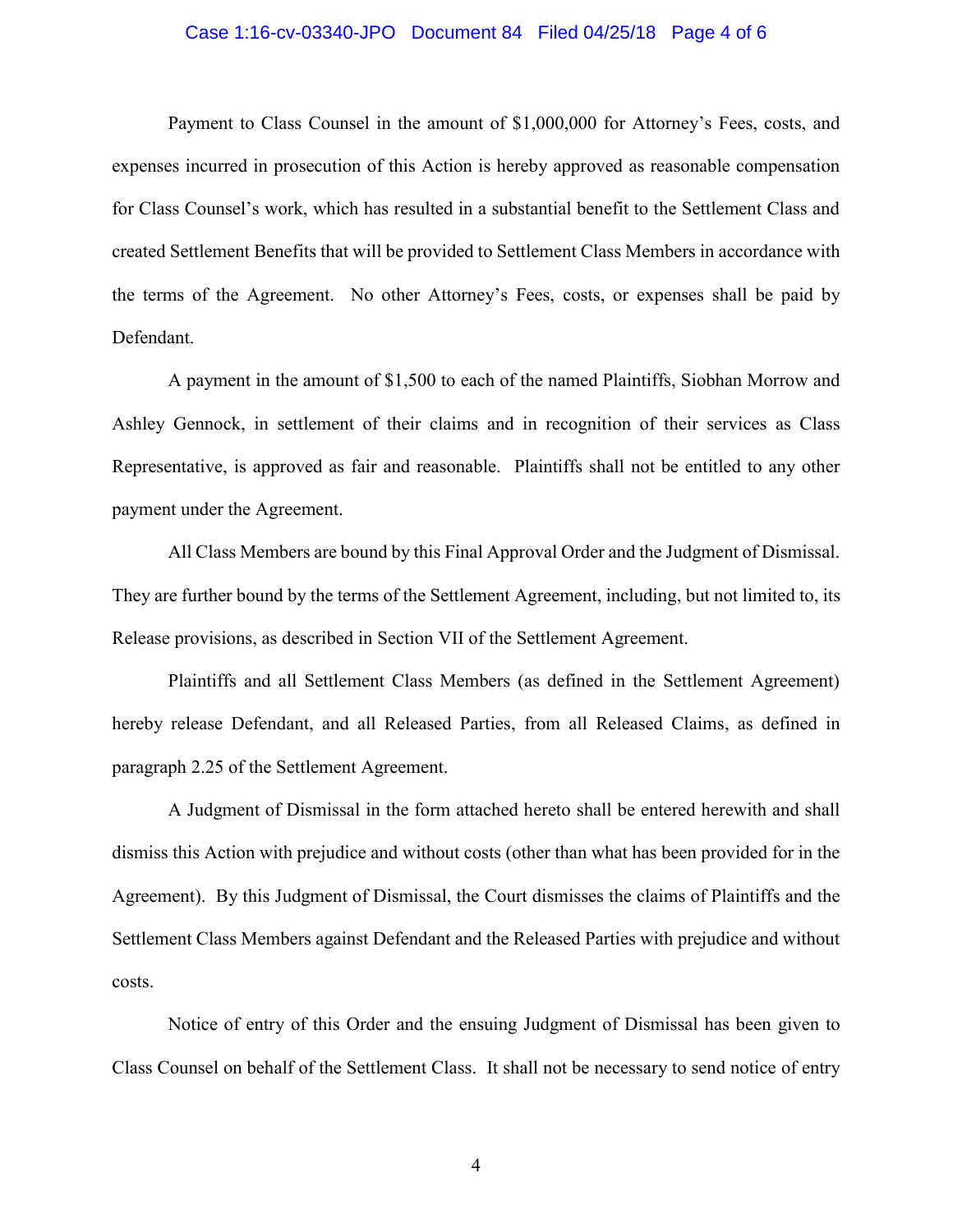Payment to Class Counsel in the amount of $1,000,000 for Attorney's Fees, costs, and expenses incurred in prosecution of this Action is hereby approved as reasonable compensation for Class Counsel's work, which has resulted in a substantial benefit to the Settlement Class and created Settlement Benefits that will be provided to Settlement Class Members in accordance with the terms of the Agreement. No other Attorney's Fees, costs, or expenses shall be paid by Defendant.

A payment in the amount of $1,500 to each of the named Plaintiffs, Siobhan Morrow and Ashley Gennock, in settlement of their claims and in recognition of their services as Class Representative, is approved as fair and reasonable. Plaintiffs shall not be entitled to any other payment under the Agreement.

All Class Members are bound by this Final Approval Order and the Judgment of Dismissal. They are further bound by the terms of the Settlement Agreement, including, but not limited to, its Release provisions, as described in Section VII of the Settlement Agreement.

Plaintiffs and all Settlement Class Members (as defined in the Settlement Agreement) hereby release Defendant, and all Released Parties, from all Released Claims, as defined in paragraph 2.25 of the Settlement Agreement.

A Judgment of Dismissal in the form attached hereto shall be entered herewith and shall dismiss this Action with prejudice and without costs (other than what has been provided for in the Agreement). By this Judgment of Dismissal, the Court dismisses the claims of Plaintiffs and the Settlement Class Members against Defendant and the Released Parties with prejudice and without costs.

Notice of entry of this Order and the ensuing Judgment of Dismissal has been given to Class Counsel on behalf of the Settlement Class. It shall not be necessary to send notice of entry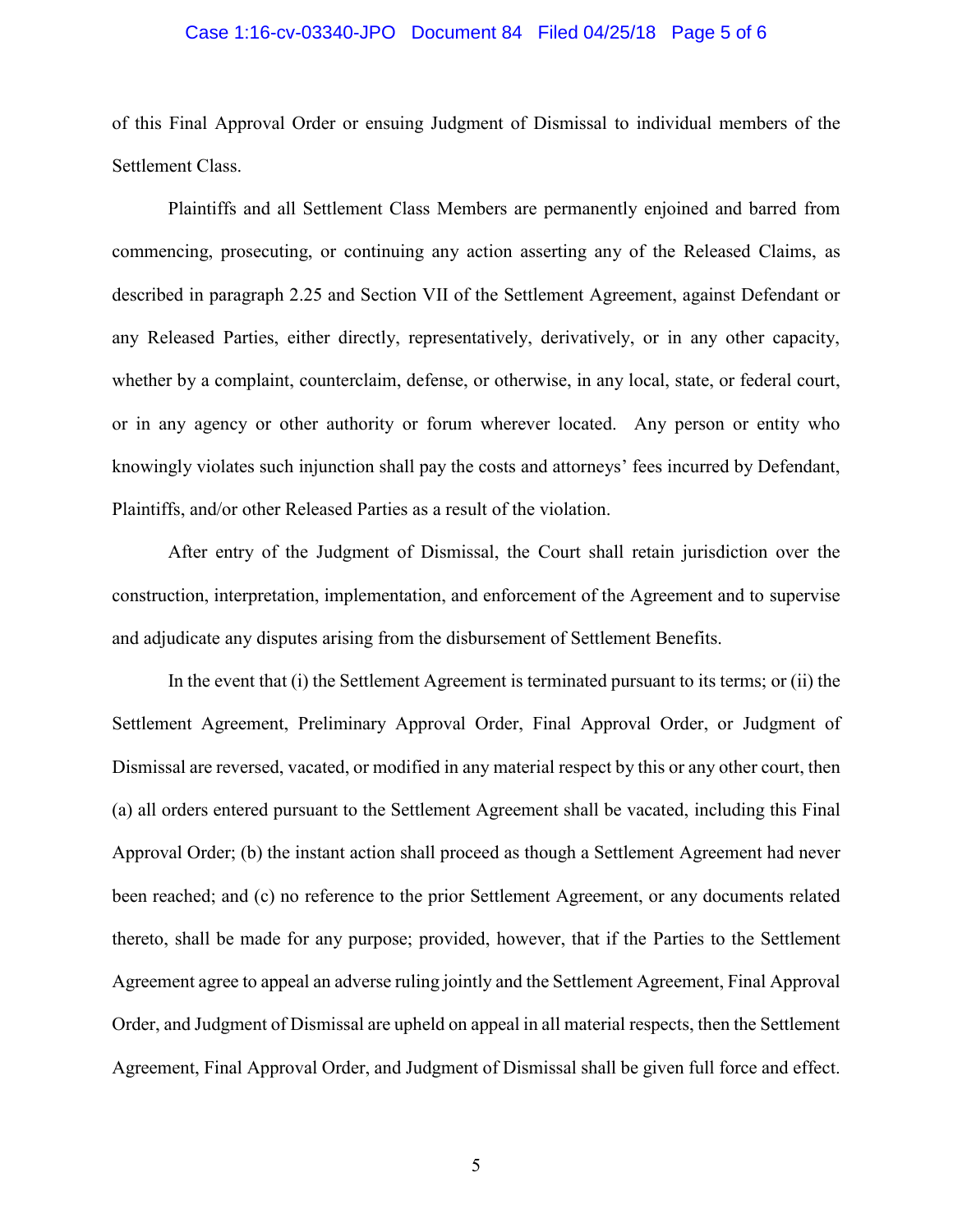of this Final Approval Order or ensuing Judgment of Dismissal to individual members of the Settlement Class.

Plaintiffs and all Settlement Class Members are permanently enjoined and barred from commencing, prosecuting, or continuing any action asserting any of the Released Claims, as described in paragraph 2.25 and Section VII of the Settlement Agreement, against Defendant or any Released Parties, either directly, representatively, derivatively, or in any other capacity, whether by a complaint, counterclaim, defense, or otherwise, in any local, state, or federal court, or in any agency or other authority or forum wherever located. Any person or entity who knowingly violates such injunction shall pay the costs and attorneys' fees incurred by Defendant, Plaintiffs, and/or other Released Parties as a result of the violation.

After entry of the Judgment of Dismissal, the Court shall retain jurisdiction over the construction, interpretation, implementation, and enforcement of the Agreement and to supervise and adjudicate any disputes arising from the disbursement of Settlement Benefits.

In the event that (i) the Settlement Agreement is terminated pursuant to its terms; or (ii) the Settlement Agreement, Preliminary Approval Order, Final Approval Order, or Judgment of Dismissal are reversed, vacated, or modified in any material respect by this or any other court, then (a) all orders entered pursuant to the Settlement Agreement shall be vacated, including this Final Approval Order; (b) the instant action shall proceed as though a Settlement Agreement had never been reached; and (c) no reference to the prior Settlement Agreement, or any documents related thereto, shall be made for any purpose; provided, however, that if the Parties to the Settlement Agreement agree to appeal an adverse ruling jointly and the Settlement Agreement, Final Approval Order, and Judgment of Dismissal are upheld on appeal in all material respects, then the Settlement Agreement, Final Approval Order, and Judgment of Dismissal shall be given full force and effect.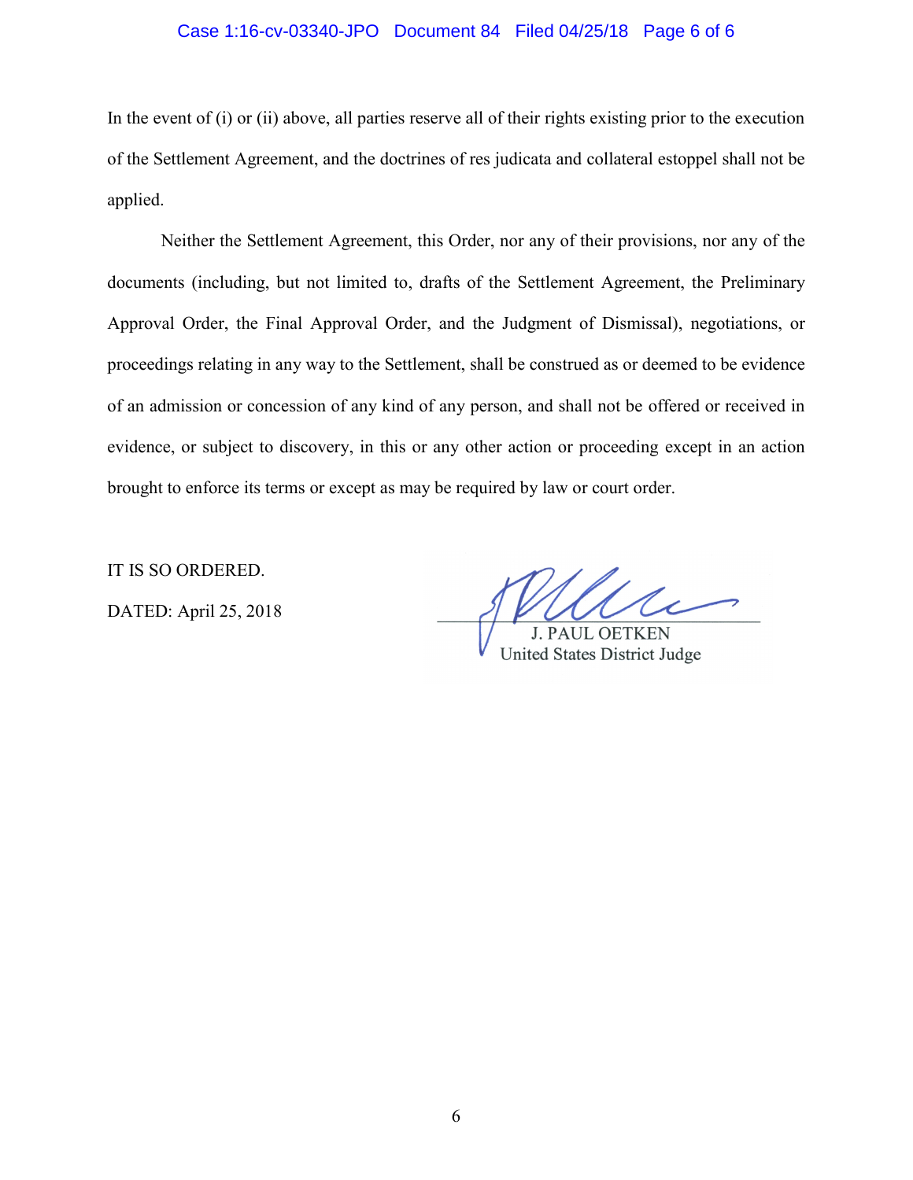In the event of (i) or (ii) above, all parties reserve all of their rights existing prior to the execution of the Settlement Agreement, and the doctrines of res judicata and collateral estoppel shall not be applied.

Neither the Settlement Agreement, this Order, nor any of their provisions, nor any of the documents (including, but not limited to, drafts of the Settlement Agreement, the Preliminary Approval Order, the Final Approval Order, and the Judgment of Dismissal), negotiations, or proceedings relating in any way to the Settlement, shall be construed as or deemed to be evidence of an admission or concession of any kind of any person, and shall not be offered or received in evidence, or subject to discovery, in this or any other action or proceeding except in an action brought to enforce its terms or except as may be required by law or court order.

IT IS SO ORDERED.

DATED: April 25, 2018

J. PAUL OETKEN
United States District Judge